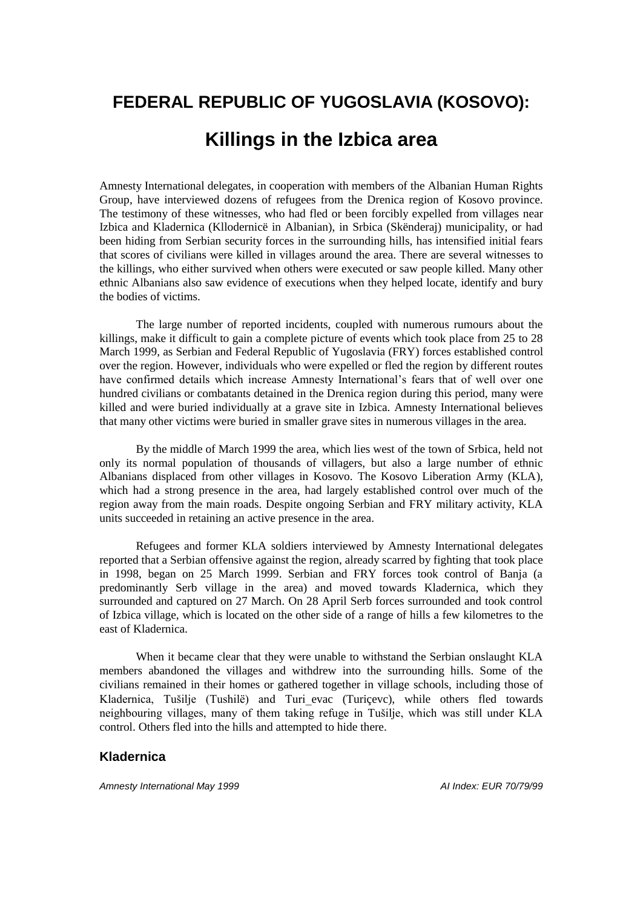# FEDERAL REPUBLIC OF YUGOSLAVIA (KOSOVO):

# Killings in the Izbica area

Amnesty International delegates, in cooperation with members of the Albanian Human Rights Group, have interviewed dozens of refugees from the Drenica region of Kosovo province. The testimony of these witnesses, who had fled or been forcibly expelled from villages near Izbica and Kladernica (Kllodernicë in Albanian), in Srbica (Skënderaj) municipality, or had been hiding from Serbian security forces in the surrounding hills, has intensified initial fears that scores of civilians were killed in villages around the area. There are several witnesses to the killings, who either survived when others were executed or saw people killed. Many other ethnic Albanians also saw evidence of executions when they helped locate, identify and bury the bodies of victims.

The large number of reported incidents, coupled with numerous rumours about the killings, make it difficult to gain a complete picture of events which took place from 25 to 28 March 1999, as Serbian and Federal Republic of Yugoslavia (FRY) forces established control over the region. However, individuals who were expelled or fled the region by different routes have confirmed details which increase Amnesty International's fears that of well over one hundred civilians or combatants detained in the Drenica region during this period, many were killed and were buried individually at a grave site in Izbica. Amnesty International believes that many other victims were buried in smaller grave sites in numerous villages in the area.

By the middle of March 1999 the area, which lies west of the town of Srbica, held not only its normal population of thousands of villagers, but also a large number of ethnic Albanians displaced from other villages in Kosovo. The Kosovo Liberation Army (KLA), which had a strong presence in the area, had largely established control over much of the region away from the main roads. Despite ongoing Serbian and FRY military activity, KLA units succeeded in retaining an active presence in the area.

Refugees and former KLA soldiers interviewed by Amnesty International delegates reported that a Serbian offensive against the region, already scarred by fighting that took place in 1998, began on 25 March 1999. Serbian and FRY forces took control of Banja (a predominantly Serb village in the area) and moved towards Kladernica, which they surrounded and captured on 27 March. On 28 April Serb forces surrounded and took control of Izbica village, which is located on the other side of a range of hills a few kilometres to the east of Kladernica.

When it became clear that they were unable to withstand the Serbian onslaught KLA members abandoned the villages and withdrew into the surrounding hills. Some of the civilians remained in their homes or gathered together in village schools, including those of Kladernica, Tušilje (Tushilë) and Turi_evac (Turiçevc), while others fled towards neighbouring villages, many of them taking refuge in Tušilje, which was still under KLA control. Others fled into the hills and attempted to hide there.

## Kladernica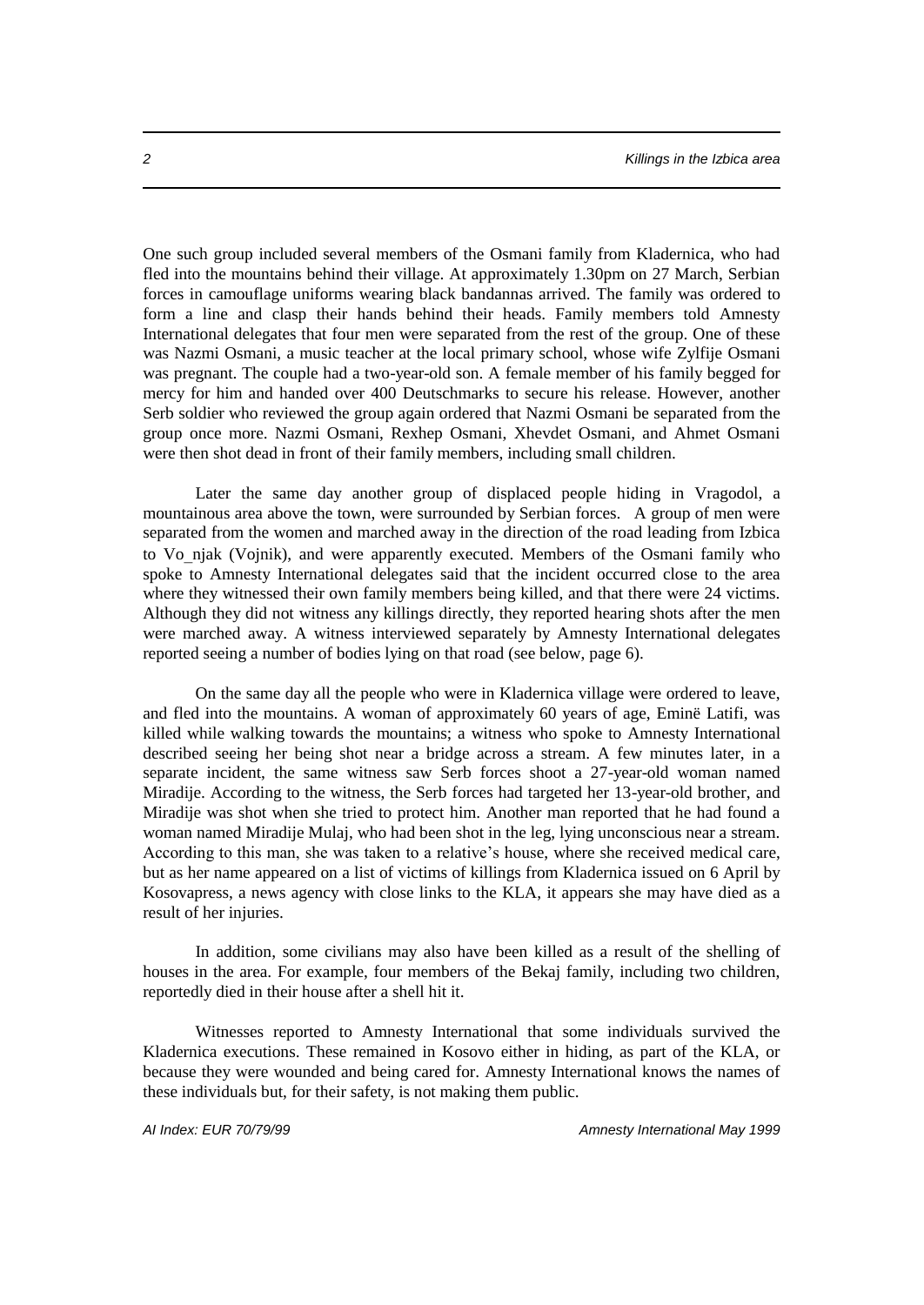One such group included several members of the Osmani family from Kladernica, who had fled into the mountains behind their village. At approximately 1.30pm on 27 March, Serbian forces in camouflage uniforms wearing black bandannas arrived. The family was ordered to form a line and clasp their hands behind their heads. Family members told Amnesty International delegates that four men were separated from the rest of the group. One of these was Nazmi Osmani, a music teacher at the local primary school, whose wife Zylfije Osmani was pregnant. The couple had a two-year-old son. A female member of his family begged for mercy for him and handed over 400 Deutschmarks to secure his release. However, another Serb soldier who reviewed the group again ordered that Nazmi Osmani be separated from the group once more. Nazmi Osmani, Rexhep Osmani, Xhevdet Osmani, and Ahmet Osmani were then shot dead in front of their family members, including small children.

Later the same day another group of displaced people hiding in Vragodol, a mountainous area above the town, were surrounded by Serbian forces. A group of men were separated from the women and marched away in the direction of the road leading from Izbica to Vo_njak (Vojnik), and were apparently executed. Members of the Osmani family who spoke to Amnesty International delegates said that the incident occurred close to the area where they witnessed their own family members being killed, and that there were 24 victims. Although they did not witness any killings directly, they reported hearing shots after the men were marched away. A witness interviewed separately by Amnesty International delegates reported seeing a number of bodies lying on that road (see below, page 6).

On the same day all the people who were in Kladernica village were ordered to leave, and fled into the mountains. A woman of approximately 60 years of age, Eminë Latifi, was killed while walking towards the mountains; a witness who spoke to Amnesty International described seeing her being shot near a bridge across a stream. A few minutes later, in a separate incident, the same witness saw Serb forces shoot a 27-year-old woman named Miradije. According to the witness, the Serb forces had targeted her 13-year-old brother, and Miradije was shot when she tried to protect him. Another man reported that he had found a woman named Miradije Mulaj, who had been shot in the leg, lying unconscious near a stream. According to this man, she was taken to a relative's house, where she received medical care, but as her name appeared on a list of victims of killings from Kladernica issued on 6 April by Kosovapress, a news agency with close links to the KLA, it appears she may have died as a result of her injuries.

In addition, some civilians may also have been killed as a result of the shelling of houses in the area. For example, four members of the Bekaj family, including two children, reportedly died in their house after a shell hit it.

Witnesses reported to Amnesty International that some individuals survived the Kladernica executions. These remained in Kosovo either in hiding, as part of the KLA, or because they were wounded and being cared for. Amnesty International knows the names of these individuals but, for their safety, is not making them public.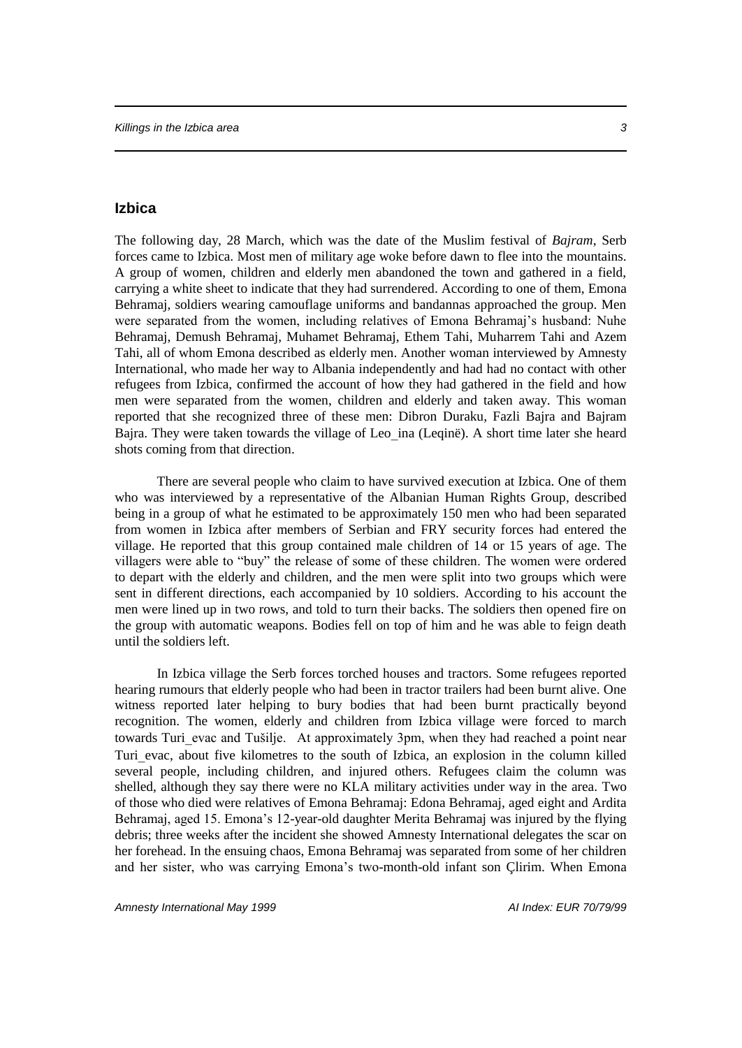## Izbica

The following day, 28 March, which was the date of the Muslim festival of *Bajram*, Serb forces came to Izbica. Most men of military age woke before dawn to flee into the mountains. A group of women, children and elderly men abandoned the town and gathered in a field, carrying a white sheet to indicate that they had surrendered. According to one of them, Emona Behramaj, soldiers wearing camouflage uniforms and bandannas approached the group. Men were separated from the women, including relatives of Emona Behramaj's husband: Nuhe Behramaj, Demush Behramaj, Muhamet Behramaj, Ethem Tahi, Muharrem Tahi and Azem Tahi, all of whom Emona described as elderly men. Another woman interviewed by Amnesty International, who made her way to Albania independently and had had no contact with other refugees from Izbica, confirmed the account of how they had gathered in the field and how men were separated from the women, children and elderly and taken away. This woman reported that she recognized three of these men: Dibron Duraku, Fazli Bajra and Bajram Bajra. They were taken towards the village of Leo_ina (Leqinë). A short time later she heard shots coming from that direction.

There are several people who claim to have survived execution at Izbica. One of them who was interviewed by a representative of the Albanian Human Rights Group, described being in a group of what he estimated to be approximately 150 men who had been separated from women in Izbica after members of Serbian and FRY security forces had entered the village. He reported that this group contained male children of 14 or 15 years of age. The villagers were able to "buy" the release of some of these children. The women were ordered to depart with the elderly and children, and the men were split into two groups which were sent in different directions, each accompanied by 10 soldiers. According to his account the men were lined up in two rows, and told to turn their backs. The soldiers then opened fire on the group with automatic weapons. Bodies fell on top of him and he was able to feign death until the soldiers left.

In Izbica village the Serb forces torched houses and tractors. Some refugees reported hearing rumours that elderly people who had been in tractor trailers had been burnt alive. One witness reported later helping to bury bodies that had been burnt practically beyond recognition. The women, elderly and children from Izbica village were forced to march towards Turi_evac and Tušilje. At approximately 3pm, when they had reached a point near Turi_evac, about five kilometres to the south of Izbica, an explosion in the column killed several people, including children, and injured others. Refugees claim the column was shelled, although they say there were no KLA military activities under way in the area. Two of those who died were relatives of Emona Behramaj: Edona Behramaj, aged eight and Ardita Behramaj, aged 15. Emona's 12-year-old daughter Merita Behramaj was injured by the flying debris; three weeks after the incident she showed Amnesty International delegates the scar on her forehead. In the ensuing chaos, Emona Behramaj was separated from some of her children and her sister, who was carrying Emona's two-month-old infant son Çlirim. When Emona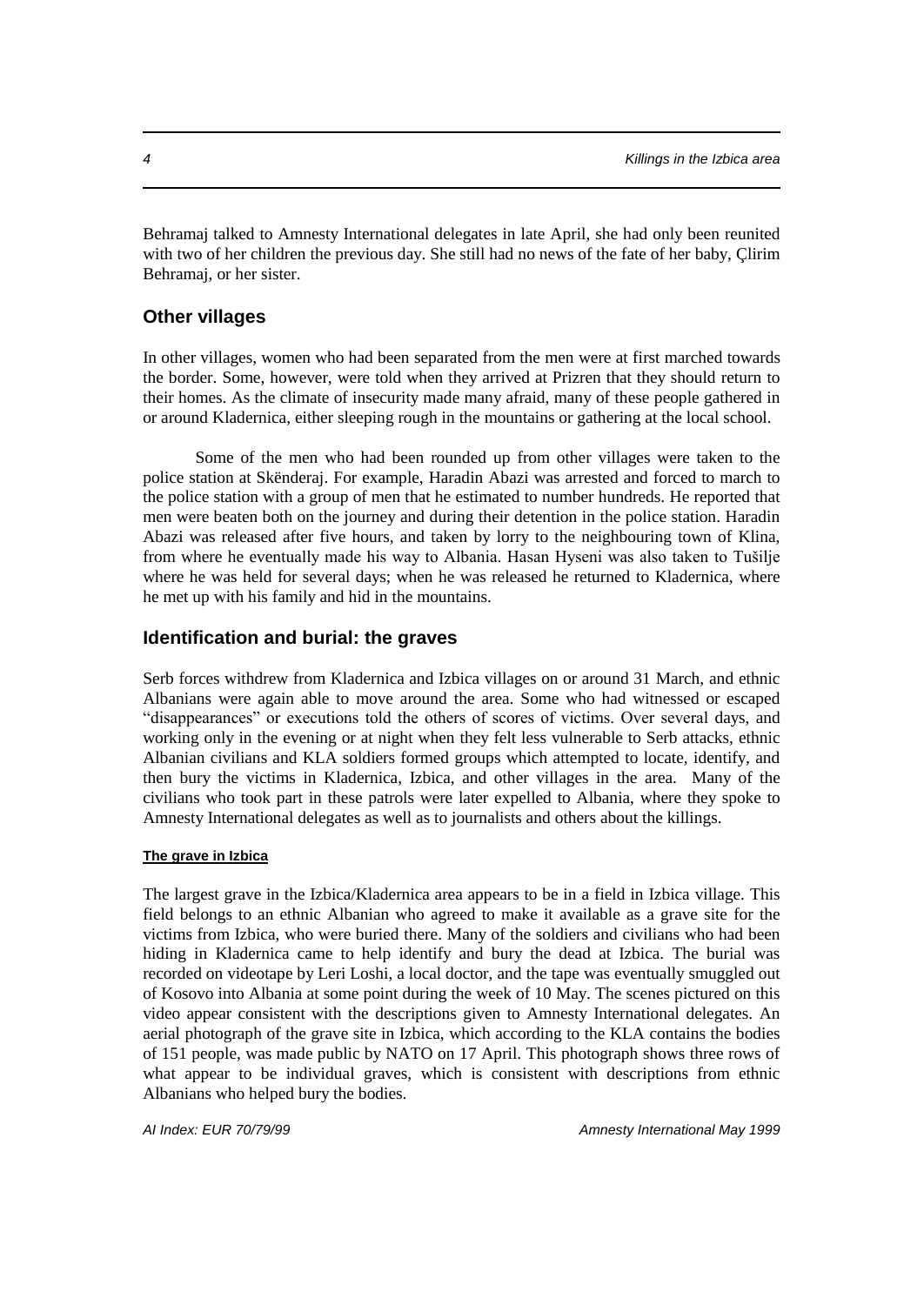Behramaj talked to Amnesty International delegates in late April, she had only been reunited with two of her children the previous day. She still had no news of the fate of her baby, Çlirim Behramaj, or her sister.

## Other villages

In other villages, women who had been separated from the men were at first marched towards the border. Some, however, were told when they arrived at Prizren that they should return to their homes. As the climate of insecurity made many afraid, many of these people gathered in or around Kladernica, either sleeping rough in the mountains or gathering at the local school.

Some of the men who had been rounded up from other villages were taken to the police station at Skënderaj. For example, Haradin Abazi was arrested and forced to march to the police station with a group of men that he estimated to number hundreds. He reported that men were beaten both on the journey and during their detention in the police station. Haradin Abazi was released after five hours, and taken by lorry to the neighbouring town of Klina, from where he eventually made his way to Albania. Hasan Hyseni was also taken to Tušilje where he was held for several days; when he was released he returned to Kladernica, where he met up with his family and hid in the mountains.

## Identification and burial: the graves

Serb forces withdrew from Kladernica and Izbica villages on or around 31 March, and ethnic Albanians were again able to move around the area. Some who had witnessed or escaped "disappearances" or executions told the others of scores of victims. Over several days, and working only in the evening or at night when they felt less vulnerable to Serb attacks, ethnic Albanian civilians and KLA soldiers formed groups which attempted to locate, identify, and then bury the victims in Kladernica, Izbica, and other villages in the area. Many of the civilians who took part in these patrols were later expelled to Albania, where they spoke to Amnesty International delegates as well as to journalists and others about the killings.

### The grave in Izbica

The largest grave in the Izbica/Kladernica area appears to be in a field in Izbica village. This field belongs to an ethnic Albanian who agreed to make it available as a grave site for the victims from Izbica, who were buried there. Many of the soldiers and civilians who had been hiding in Kladernica came to help identify and bury the dead at Izbica. The burial was recorded on videotape by Leri Loshi, a local doctor, and the tape was eventually smuggled out of Kosovo into Albania at some point during the week of 10 May. The scenes pictured on this video appear consistent with the descriptions given to Amnesty International delegates. An aerial photograph of the grave site in Izbica, which according to the KLA contains the bodies of 151 people, was made public by NATO on 17 April. This photograph shows three rows of what appear to be individual graves, which is consistent with descriptions from ethnic Albanians who helped bury the bodies.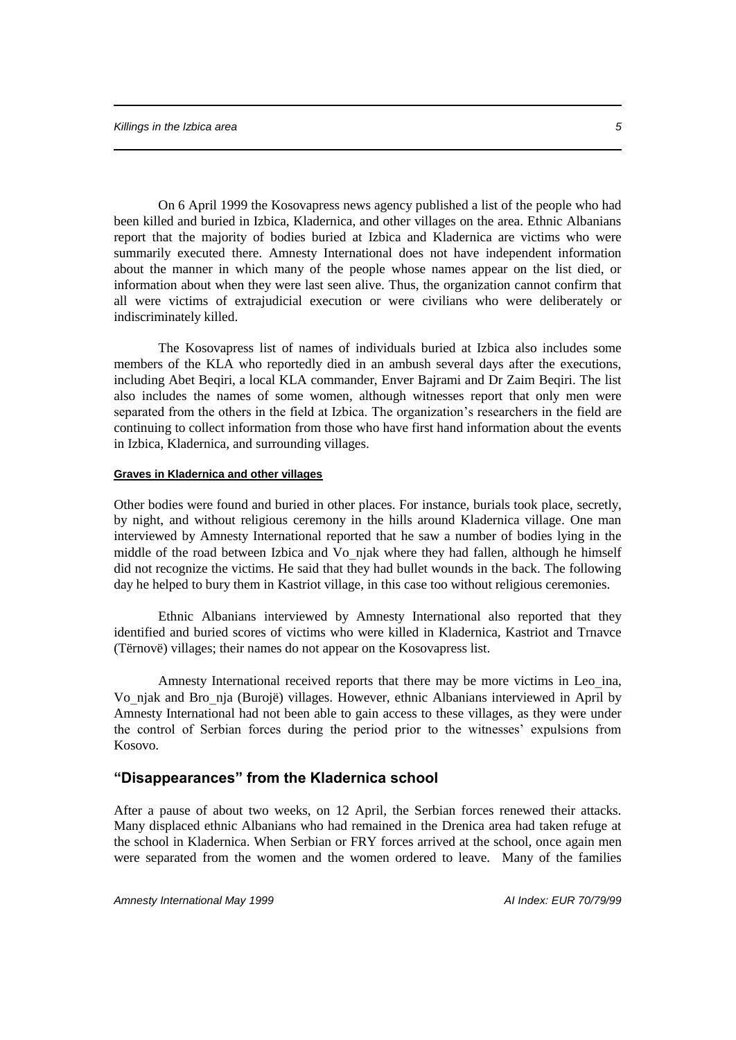On 6 April 1999 the Kosovapress news agency published a list of the people who had been killed and buried in Izbica, Kladernica, and other villages on the area. Ethnic Albanians report that the majority of bodies buried at Izbica and Kladernica are victims who were summarily executed there. Amnesty International does not have independent information about the manner in which many of the people whose names appear on the list died, or information about when they were last seen alive. Thus, the organization cannot confirm that all were victims of extrajudicial execution or were civilians who were deliberately or indiscriminately killed.

The Kosovapress list of names of individuals buried at Izbica also includes some members of the KLA who reportedly died in an ambush several days after the executions, including Abet Beqiri, a local KLA commander, Enver Bajrami and Dr Zaim Beqiri. The list also includes the names of some women, although witnesses report that only men were separated from the others in the field at Izbica. The organization's researchers in the field are continuing to collect information from those who have first hand information about the events in Izbica, Kladernica, and surrounding villages.

#### Graves in Kladernica and other villages

Other bodies were found and buried in other places. For instance, burials took place, secretly, by night, and without religious ceremony in the hills around Kladernica village. One man interviewed by Amnesty International reported that he saw a number of bodies lying in the middle of the road between Izbica and Vo_njak where they had fallen, although he himself did not recognize the victims. He said that they had bullet wounds in the back. The following day he helped to bury them in Kastriot village, in this case too without religious ceremonies.

Ethnic Albanians interviewed by Amnesty International also reported that they identified and buried scores of victims who were killed in Kladernica, Kastriot and Trnavce (Tërnovë) villages; their names do not appear on the Kosovapress list.

Amnesty International received reports that there may be more victims in Leo_ina, Vo_njak and Bro_nja (Burojë) villages. However, ethnic Albanians interviewed in April by Amnesty International had not been able to gain access to these villages, as they were under the control of Serbian forces during the period prior to the witnesses' expulsions from Kosovo.

### "Disappearances" from the Kladernica school

After a pause of about two weeks, on 12 April, the Serbian forces renewed their attacks. Many displaced ethnic Albanians who had remained in the Drenica area had taken refuge at the school in Kladernica. When Serbian or FRY forces arrived at the school, once again men were separated from the women and the women ordered to leave. Many of the families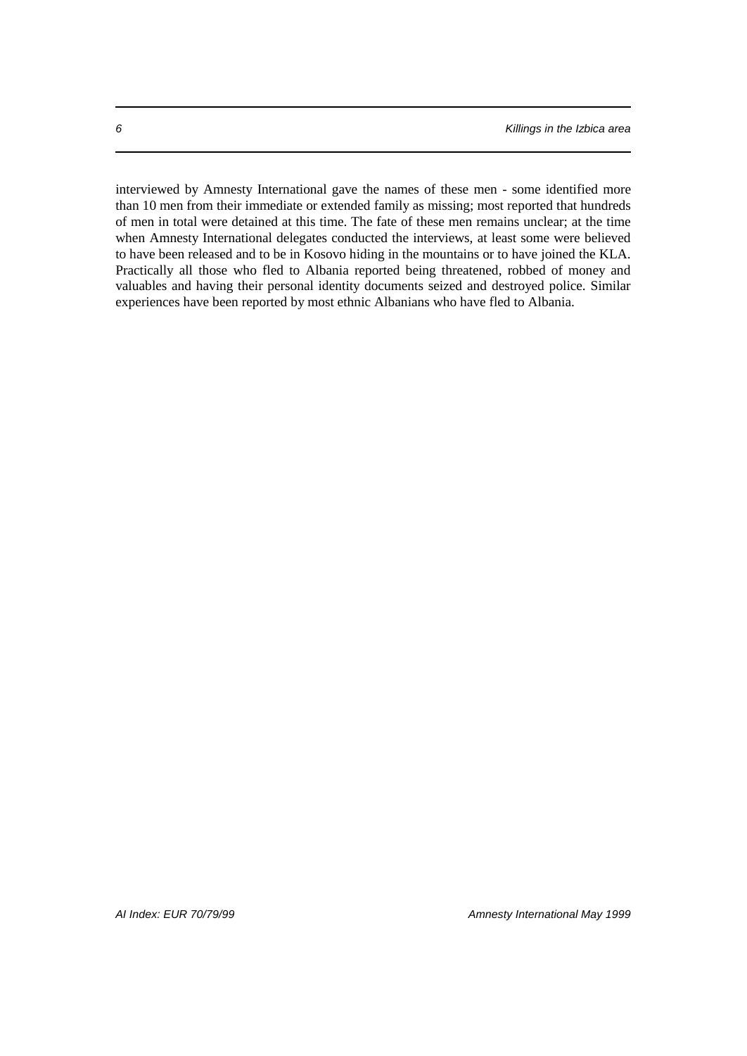interviewed by Amnesty International gave the names of these men - some identified more than 10 men from their immediate or extended family as missing; most reported that hundreds of men in total were detained at this time. The fate of these men remains unclear; at the time when Amnesty International delegates conducted the interviews, at least some were believed to have been released and to be in Kosovo hiding in the mountains or to have joined the KLA. Practically all those who fled to Albania reported being threatened, robbed of money and valuables and having their personal identity documents seized and destroyed police. Similar experiences have been reported by most ethnic Albanians who have fled to Albania.